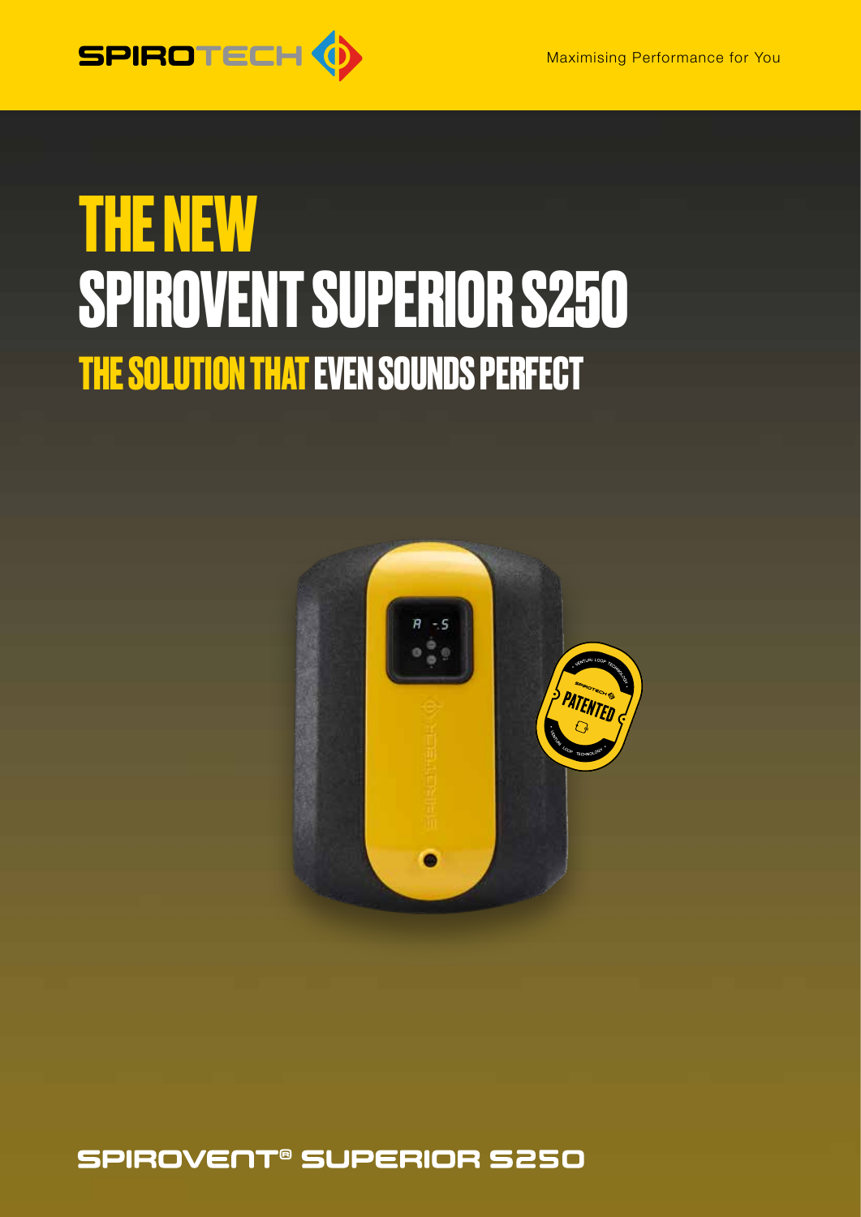SPIROTECH

Maximising Performance for You

# THE NEW SPIROVENT SUPERIOR S250

## THE SOLUTION THAT EVEN SOUNDS PERFECT

SPIROVENT® SUPERIOR S250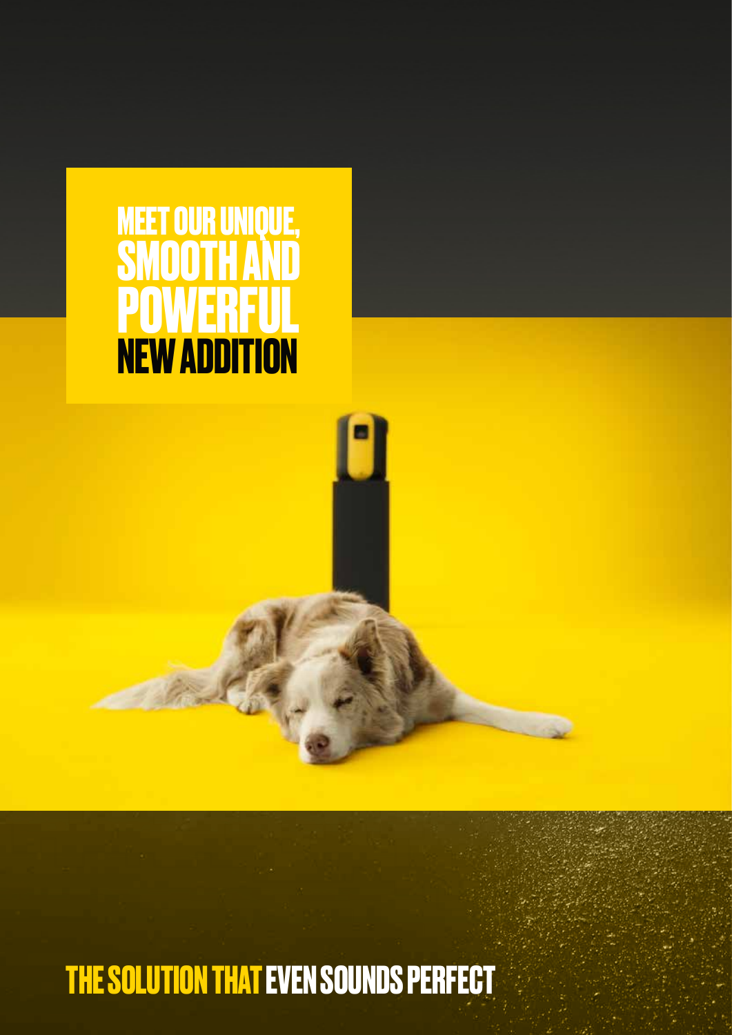# MEET OUR UNIQUE, SMOOTH AND POWERFUL NEW ADDITION

## THE SOLUTION THAT EVEN SOUNDS PERFECT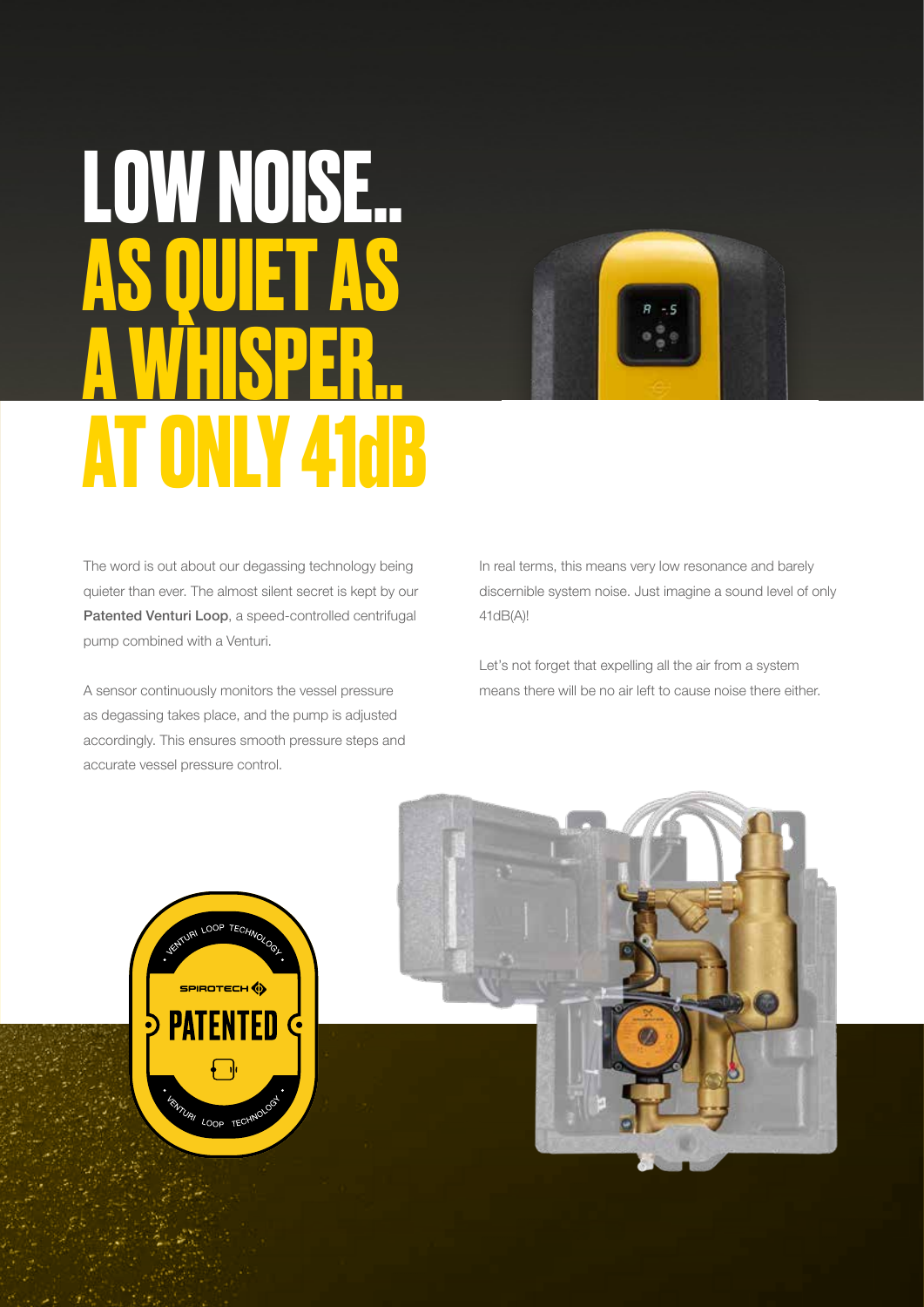# LOW NOISE.. AS QUIET AS A WHISPER.. AT ONLY 41dB

The word is out about our degassing technology being quieter than ever. The almost silent secret is kept by our **Patented Venturi Loop**, a speed-controlled centrifugal pump combined with a Venturi.

A sensor continuously monitors the vessel pressure as degassing takes place, and the pump is adjusted accordingly. This ensures smooth pressure steps and accurate vessel pressure control.

In real terms, this means very low resonance and barely discernible system noise. Just imagine a sound level of only 41dB(A)!

Let's not forget that expelling all the air from a system means there will be no air left to cause noise there either.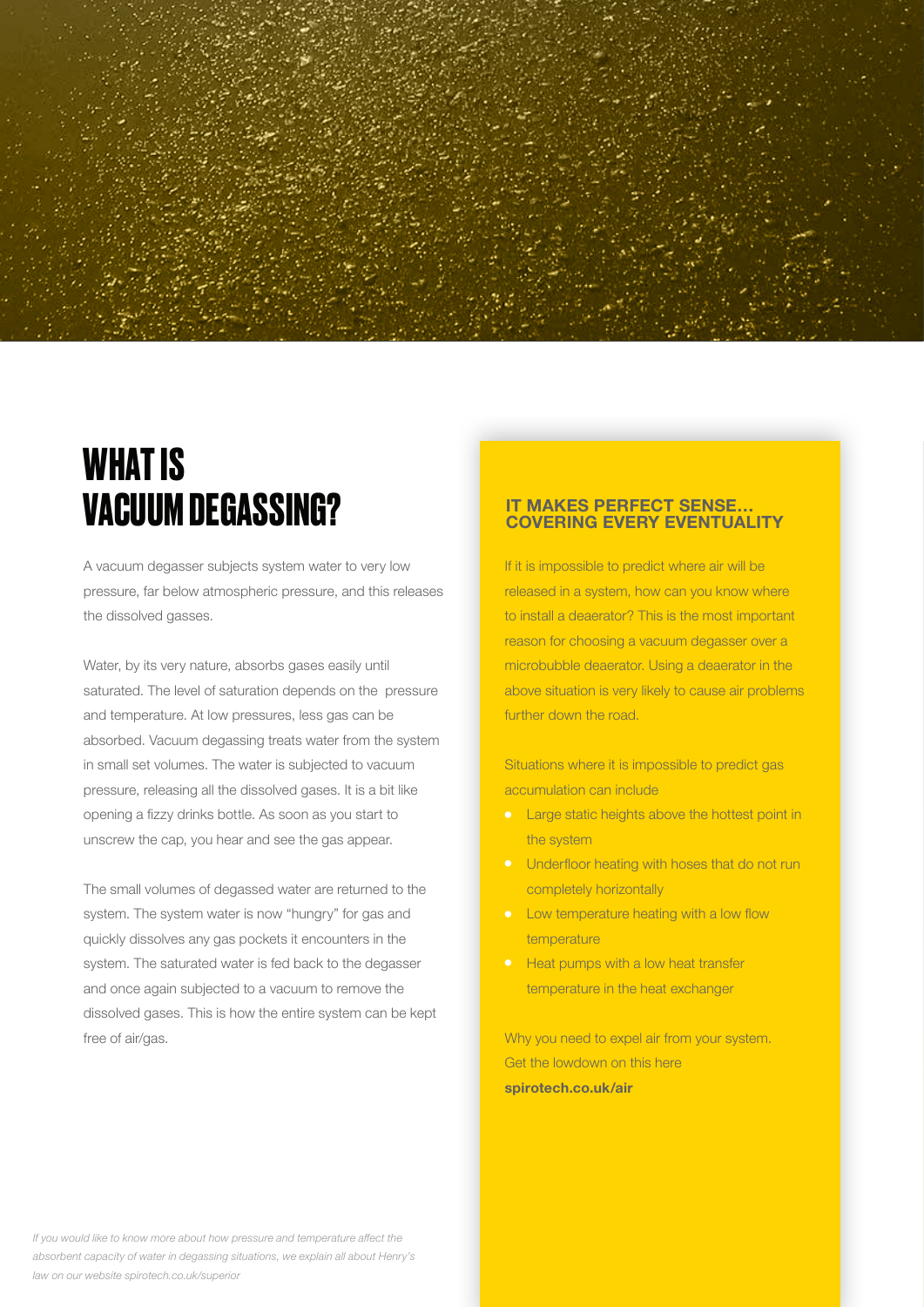# WHAT IS VACUUM DEGASSING?

A vacuum degasser subjects system water to very low pressure, far below atmospheric pressure, and this releases the dissolved gasses.

Water, by its very nature, absorbs gases easily until saturated. The level of saturation depends on the pressure and temperature. At low pressures, less gas can be absorbed. Vacuum degassing treats water from the system in small set volumes. The water is subjected to vacuum pressure, releasing all the dissolved gases. It is a bit like opening a fizzy drinks bottle. As soon as you start to unscrew the cap, you hear and see the gas appear.

The small volumes of degassed water are returned to the system. The system water is now "hungry" for gas and quickly dissolves any gas pockets it encounters in the system. The saturated water is fed back to the degasser and once again subjected to a vacuum to remove the dissolved gases. This is how the entire system can be kept free of air/gas.

### IT MAKES PERFECT SENSE… COVERING EVERY EVENTUALITY

If it is impossible to predict where air will be released in a system, how can you know where to install a deaerator? This is the most important reason for choosing a vacuum degasser over a microbubble deaerator. Using a deaerator in the above situation is very likely to cause air problems further down the road.

Situations where it is impossible to predict gas accumulation can include

- Large static heights above the hottest point in the system
- Underfloor heating with hoses that do not run completely horizontally
- Low temperature heating with a low flow temperature
- Heat pumps with a low heat transfer temperature in the heat exchanger

Why you need to expel air from your system. Get the lowdown on this here **spirotech.co.uk/air**

*If you would like to know more about how pressure and temperature affect the absorbent capacity of water in degassing situations, we explain all about Henry's law on our website spirotech.co.uk/superior*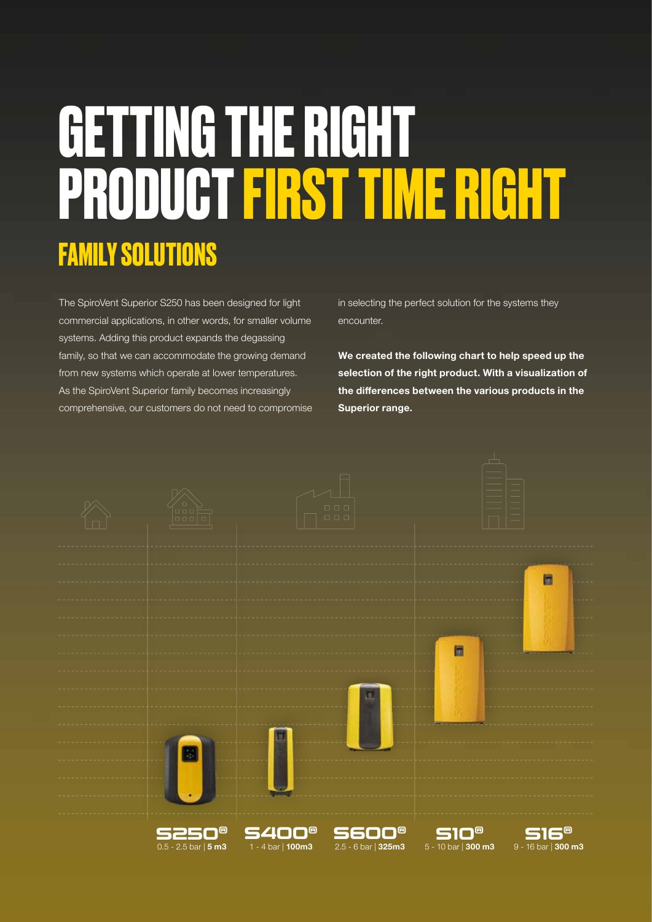# GETTING THE RIGHT PRODUCT FIRST TIME RIGHT

## FAMILY SOLUTIONS

The SpiroVent Superior S250 has been designed for light commercial applications, in other words, for smaller volume systems. Adding this product expands the degassing family, so that we can accommodate the growing demand from new systems which operate at lower temperatures. As the SpiroVent Superior family becomes increasingly comprehensive, our customers do not need to compromise in selecting the perfect solution for the systems they encounter.

**We created the following chart to help speed up the selection of the right product. With a visualization of the differences between the various products in the Superior range.**

**S250®**
0.5 - 2.5 bar | **5 m3**

**S400®**
1 - 4 bar | **100m3**

**S600®**
2.5 - 6 bar | **325m3**

**S10®**
5 - 10 bar | **300 m3**

**S16®**
9 - 16 bar | **300 m3**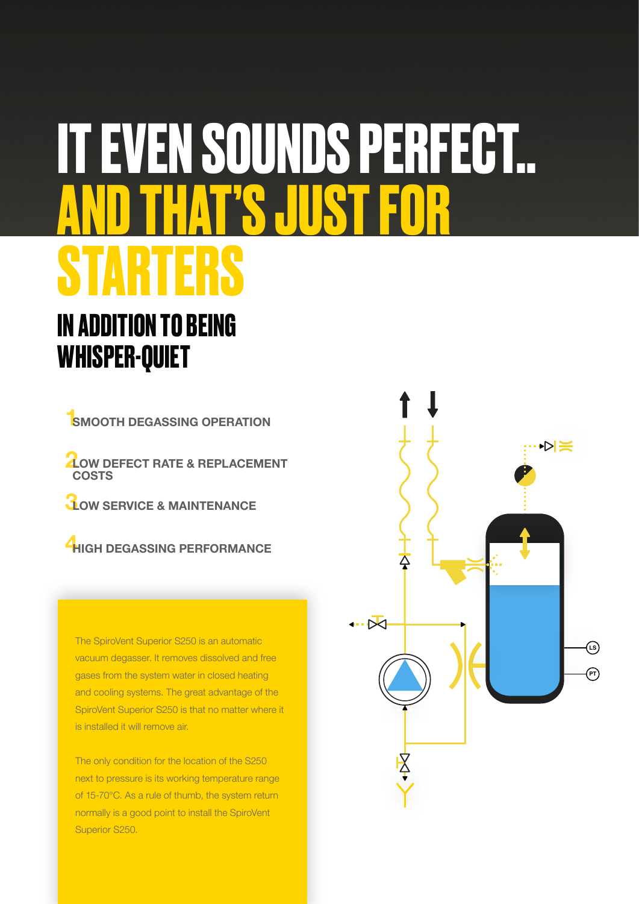# IT EVEN SOUNDS PERFECT.. AND THAT'S JUST FOR STARTERS

## IN ADDITION TO BEING WHISPER-QUIET

1. SMOOTH DEGASSING OPERATION
2. LOW DEFECT RATE & REPLACEMENT COSTS
3. LOW SERVICE & MAINTENANCE
4. HIGH DEGASSING PERFORMANCE

The SpiroVent Superior S250 is an automatic vacuum degasser. It removes dissolved and free gases from the system water in closed heating and cooling systems. The great advantage of the SpiroVent Superior S250 is that no matter where it is installed it will remove air.

The only condition for the location of the S250 next to pressure is its working temperature range of 15-70°C. As a rule of thumb, the system return normally is a good point to install the SpiroVent Superior S250.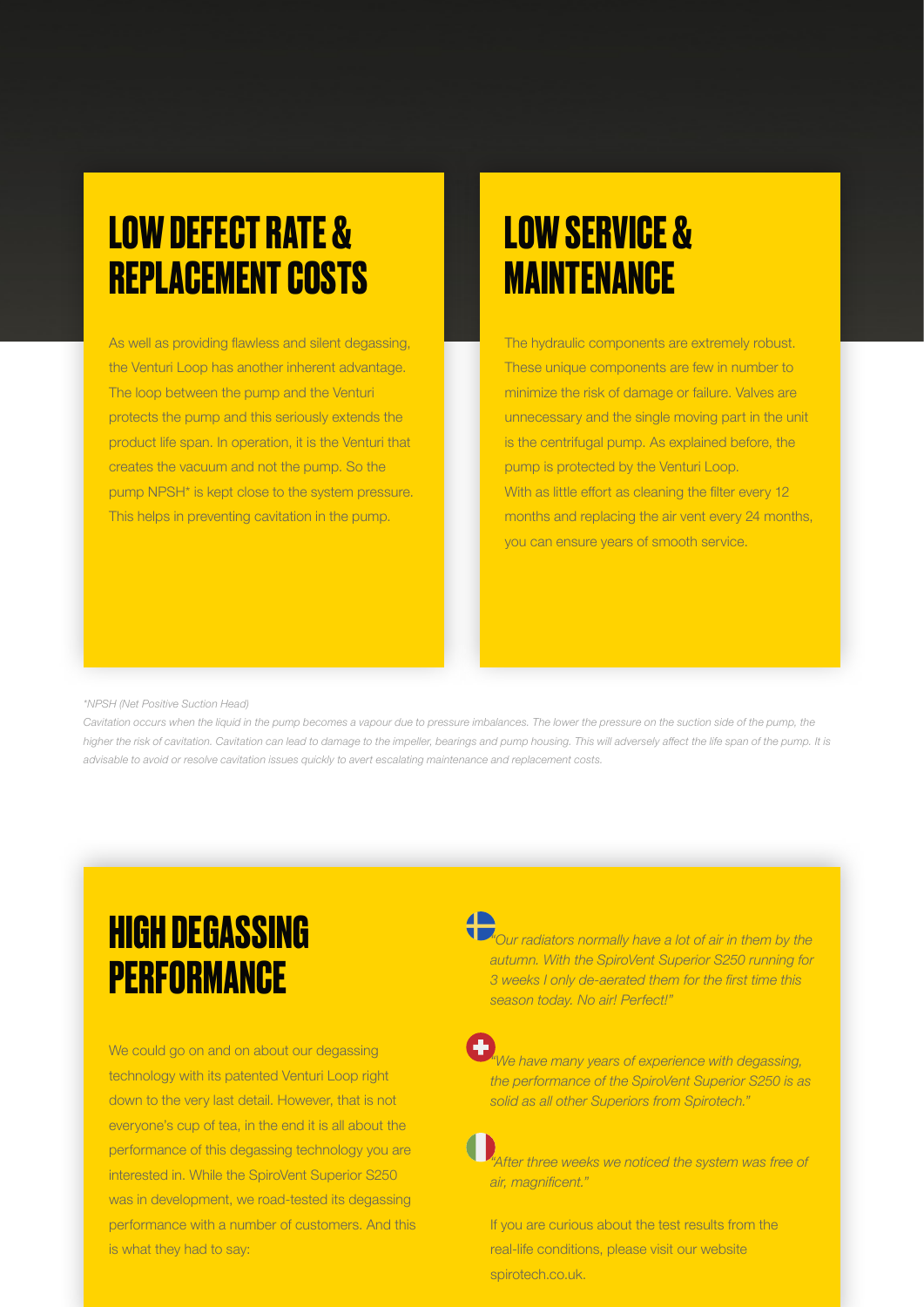## LOW DEFECT RATE & REPLACEMENT COSTS

As well as providing flawless and silent degassing, the Venturi Loop has another inherent advantage. The loop between the pump and the Venturi protects the pump and this seriously extends the product life span. In operation, it is the Venturi that creates the vacuum and not the pump. So the pump NPSH* is kept close to the system pressure. This helps in preventing cavitation in the pump.

## LOW SERVICE & MAINTENANCE

The hydraulic components are extremely robust. These unique components are few in number to minimize the risk of damage or failure. Valves are unnecessary and the single moving part in the unit is the centrifugal pump. As explained before, the pump is protected by the Venturi Loop.
With as little effort as cleaning the filter every 12 months and replacing the air vent every 24 months, you can ensure years of smooth service.

*\*NPSH (Net Positive Suction Head)*

*Cavitation occurs when the liquid in the pump becomes a vapour due to pressure imbalances. The lower the pressure on the suction side of the pump, the higher the risk of cavitation. Cavitation can lead to damage to the impeller, bearings and pump housing. This will adversely affect the life span of the pump. It is advisable to avoid or resolve cavitation issues quickly to avert escalating maintenance and replacement costs.*

## HIGH DEGASSING PERFORMANCE

We could go on and on about our degassing technology with its patented Venturi Loop right down to the very last detail. However, that is not everyone's cup of tea, in the end it is all about the performance of this degassing technology you are interested in. While the SpiroVent Superior S250 was in development, we road-tested its degassing performance with a number of customers. And this is what they had to say:

*"Our radiators normally have a lot of air in them by the autumn. With the SpiroVent Superior S250 running for 3 weeks I only de-aerated them for the first time this season today. No air! Perfect!"*

*"We have many years of experience with degassing, the performance of the SpiroVent Superior S250 is as solid as all other Superiors from Spirotech."*

*"After three weeks we noticed the system was free of air, magnificent."*

If you are curious about the test results from the real-life conditions, please visit our website spirotech.co.uk.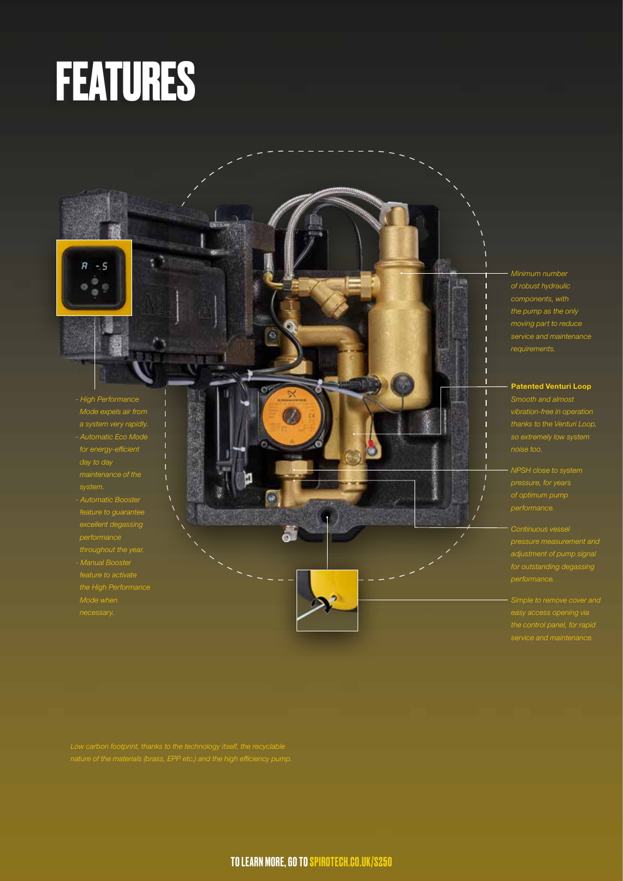# FEATURES

- *High Performance Mode expels air from a system very rapidly.*
- *Automatic Eco Mode for energy-efficient day to day maintenance of the system.*
- *Automatic Booster feature to guarantee excellent degassing performance throughout the year.*
- *Manual Booster feature to activate the High Performance Mode when necessary.*

*Minimum number of robust hydraulic components, with the pump as the only moving part to reduce service and maintenance requirements.*

**Patented Venturi Loop**
*Smooth and almost vibration-free in operation thanks to the Venturi Loop, so extremely low system noise too.*

*NPSH close to system pressure, for years of optimum pump performance.*

*Continuous vessel pressure measurement and adjustment of pump signal for outstanding degassing performance.*

*Simple to remove cover and easy access opening via the control panel, for rapid service and maintenance.*

*Low carbon footprint, thanks to the technology itself, the recyclable nature of the materials (brass, EPP etc.) and the high efficiency pump.*

**TO LEARN MORE, GO TO SPIROTECH.CO.UK/S250**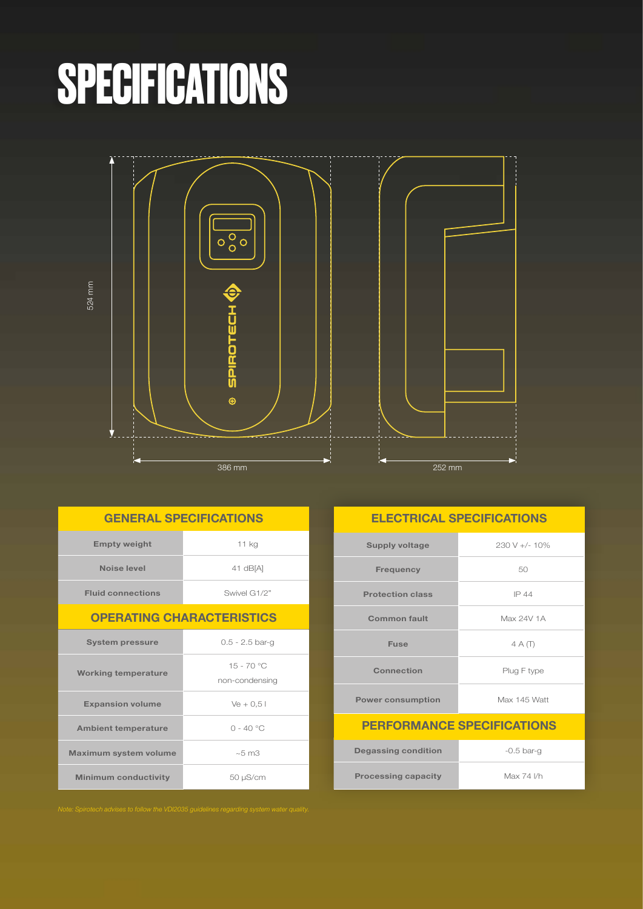# SPECIFICATIONS

524 mm

386 mm

252 mm

| GENERAL SPECIFICATIONS | |
|---|---|
| Empty weight | 11 kg |
| Noise level | 41 dB[A] |
| Fluid connections | Swivel G1/2" |
| **OPERATING CHARACTERISTICS** | |
| System pressure | 0.5 - 2.5 bar-g |
| Working temperature | 15 - 70 °C non-condensing |
| Expansion volume | Ve + 0,5 l |
| Ambient temperature | 0 - 40 °C |
| Maximum system volume | ~5 m3 |
| Minimum conductivity | 50 μS/cm |

| ELECTRICAL SPECIFICATIONS | |
|---|---|
| Supply voltage | 230 V +/- 10% |
| Frequency | 50 |
| Protection class | IP 44 |
| Common fault | Max 24V 1A |
| Fuse | 4 A (T) |
| Connection | Plug F type |
| Power consumption | Max 145 Watt |
| **PERFORMANCE SPECIFICATIONS** | |
| Degassing condition | -0.5 bar-g |
| Processing capacity | Max 74 l/h |

*Note: Spirotech advises to follow the VDI2035 guidelines regarding system water quality.*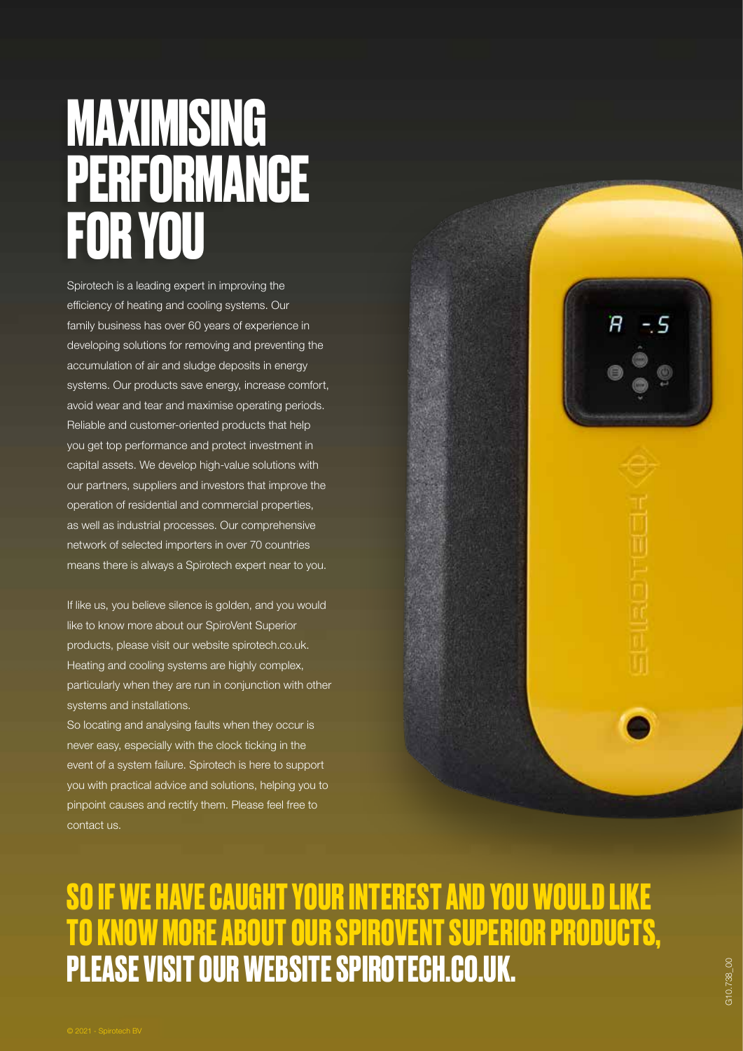# MAXIMISING PERFORMANCE FOR YOU

Spirotech is a leading expert in improving the efficiency of heating and cooling systems. Our family business has over 60 years of experience in developing solutions for removing and preventing the accumulation of air and sludge deposits in energy systems. Our products save energy, increase comfort, avoid wear and tear and maximise operating periods. Reliable and customer-oriented products that help you get top performance and protect investment in capital assets. We develop high-value solutions with our partners, suppliers and investors that improve the operation of residential and commercial properties, as well as industrial processes. Our comprehensive network of selected importers in over 70 countries means there is always a Spirotech expert near to you.

If like us, you believe silence is golden, and you would like to know more about our SpiroVent Superior products, please visit our website spirotech.co.uk. Heating and cooling systems are highly complex, particularly when they are run in conjunction with other systems and installations.
So locating and analysing faults when they occur is never easy, especially with the clock ticking in the event of a system failure. Spirotech is here to support you with practical advice and solutions, helping you to pinpoint causes and rectify them. Please feel free to contact us.

## SO IF WE HAVE CAUGHT YOUR INTEREST AND YOU WOULD LIKE TO KNOW MORE ABOUT OUR SPIROVENT SUPERIOR PRODUCTS, PLEASE VISIT OUR WEBSITE SPIROTECH.CO.UK.

© 2021 - Spirotech BV

G10.738_00